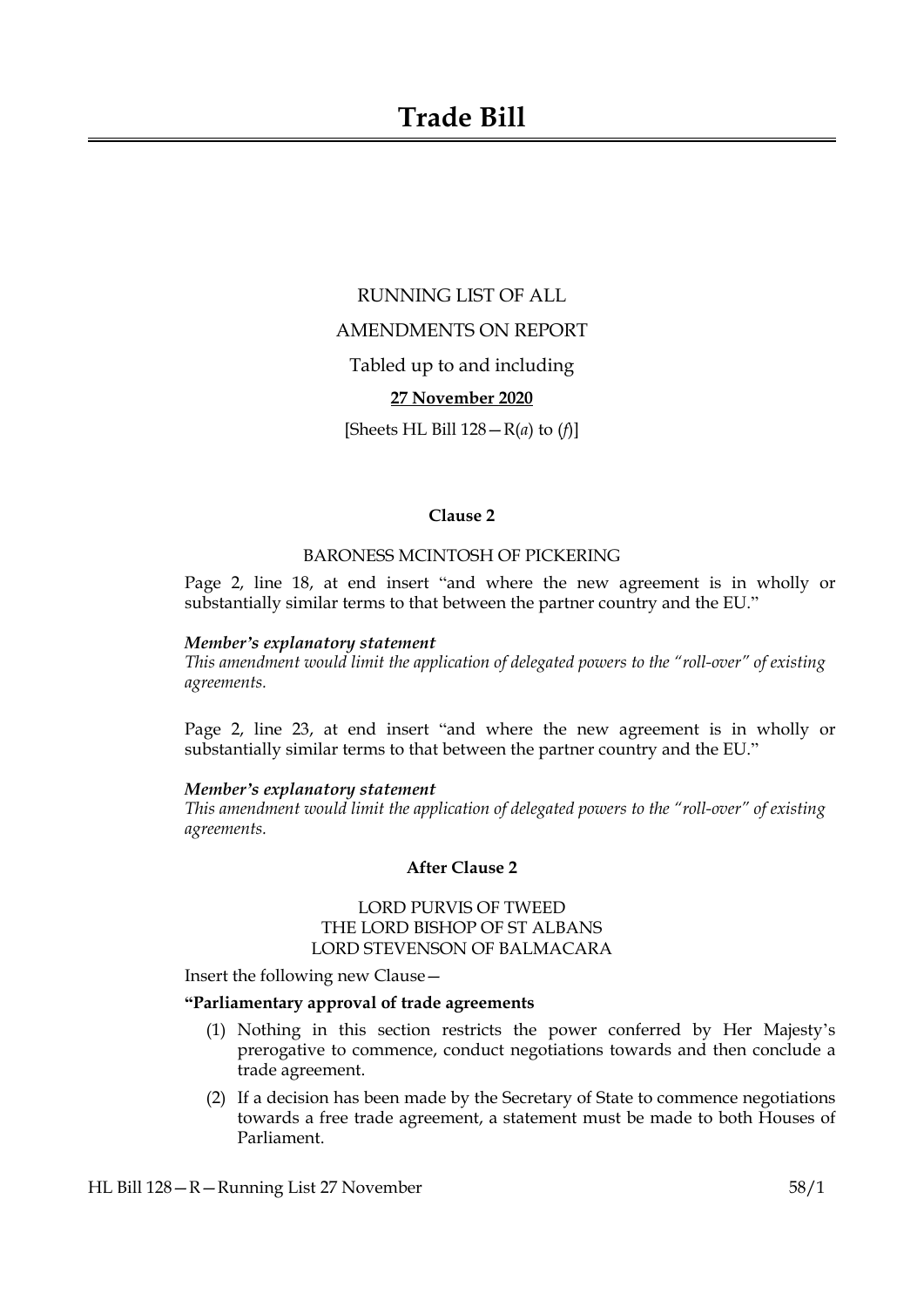# Trade Bill

RUNNING LIST OF ALL

AMENDMENTS ON REPORT

Tabled up to and including

**27 November 2020**

[Sheets HL Bill 128—R(*a*) to (*f*)]

### Clause 2

BARONESS MCINTOSH OF PICKERING

Page 2, line 18, at end insert "and where the new agreement is in wholly or substantially similar terms to that between the partner country and the EU."

***Member's explanatory statement***
*This amendment would limit the application of delegated powers to the "roll-over" of existing agreements.*

Page 2, line 23, at end insert "and where the new agreement is in wholly or substantially similar terms to that between the partner country and the EU."

***Member's explanatory statement***
*This amendment would limit the application of delegated powers to the "roll-over" of existing agreements.*

### After Clause 2

LORD PURVIS OF TWEED
THE LORD BISHOP OF ST ALBANS
LORD STEVENSON OF BALMACARA

Insert the following new Clause—

**"Parliamentary approval of trade agreements**

(1) Nothing in this section restricts the power conferred by Her Majesty's prerogative to commence, conduct negotiations towards and then conclude a trade agreement.

(2) If a decision has been made by the Secretary of State to commence negotiations towards a free trade agreement, a statement must be made to both Houses of Parliament.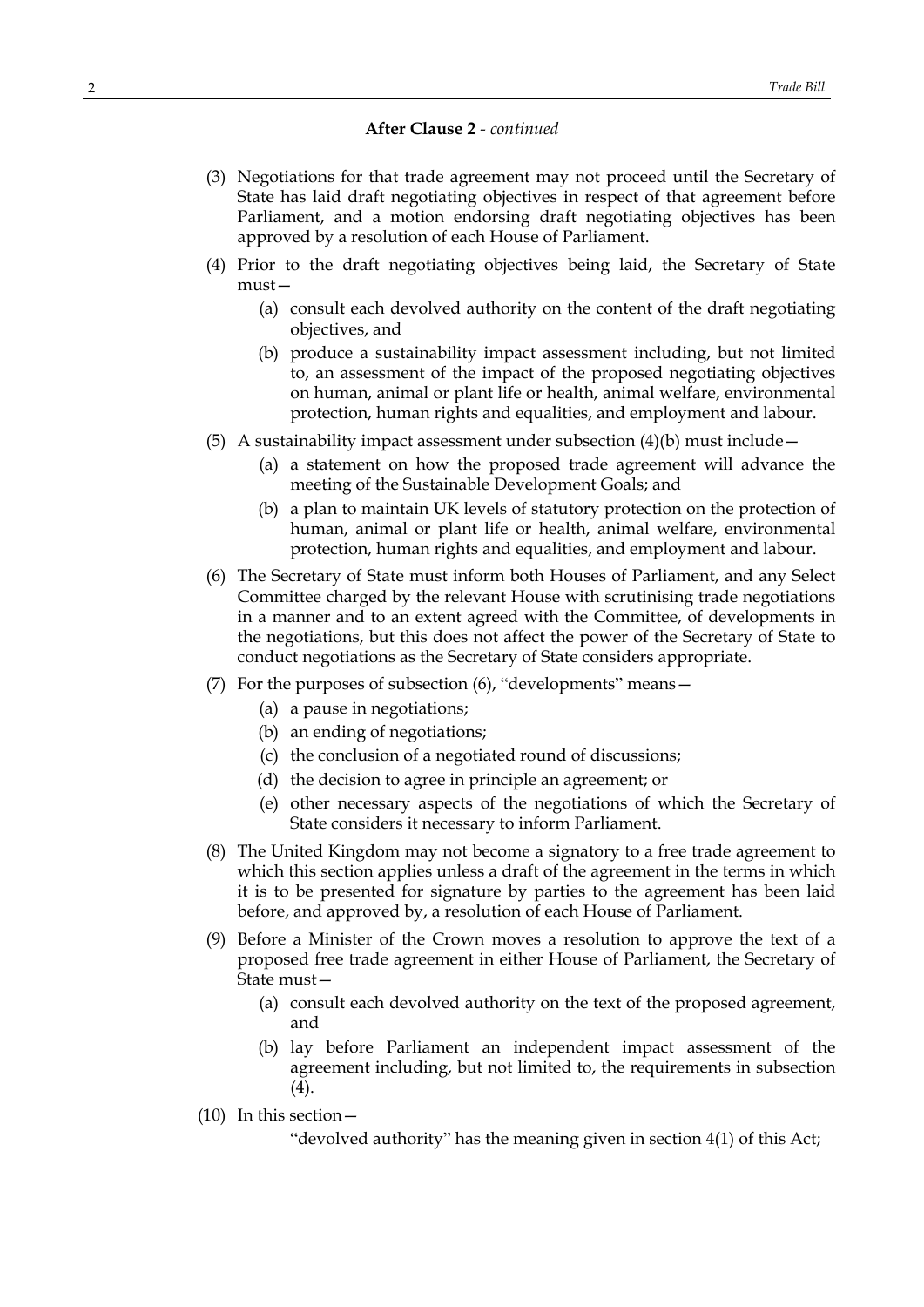**After Clause 2** - *continued*

(3) Negotiations for that trade agreement may not proceed until the Secretary of State has laid draft negotiating objectives in respect of that agreement before Parliament, and a motion endorsing draft negotiating objectives has been approved by a resolution of each House of Parliament.

(4) Prior to the draft negotiating objectives being laid, the Secretary of State must—

  (a) consult each devolved authority on the content of the draft negotiating objectives, and

  (b) produce a sustainability impact assessment including, but not limited to, an assessment of the impact of the proposed negotiating objectives on human, animal or plant life or health, animal welfare, environmental protection, human rights and equalities, and employment and labour.

(5) A sustainability impact assessment under subsection (4)(b) must include—

  (a) a statement on how the proposed trade agreement will advance the meeting of the Sustainable Development Goals; and

  (b) a plan to maintain UK levels of statutory protection on the protection of human, animal or plant life or health, animal welfare, environmental protection, human rights and equalities, and employment and labour.

(6) The Secretary of State must inform both Houses of Parliament, and any Select Committee charged by the relevant House with scrutinising trade negotiations in a manner and to an extent agreed with the Committee, of developments in the negotiations, but this does not affect the power of the Secretary of State to conduct negotiations as the Secretary of State considers appropriate.

(7) For the purposes of subsection (6), "developments" means—

  (a) a pause in negotiations;

  (b) an ending of negotiations;

  (c) the conclusion of a negotiated round of discussions;

  (d) the decision to agree in principle an agreement; or

  (e) other necessary aspects of the negotiations of which the Secretary of State considers it necessary to inform Parliament.

(8) The United Kingdom may not become a signatory to a free trade agreement to which this section applies unless a draft of the agreement in the terms in which it is to be presented for signature by parties to the agreement has been laid before, and approved by, a resolution of each House of Parliament.

(9) Before a Minister of the Crown moves a resolution to approve the text of a proposed free trade agreement in either House of Parliament, the Secretary of State must—

  (a) consult each devolved authority on the text of the proposed agreement, and

  (b) lay before Parliament an independent impact assessment of the agreement including, but not limited to, the requirements in subsection (4).

(10) In this section—

  "devolved authority" has the meaning given in section 4(1) of this Act;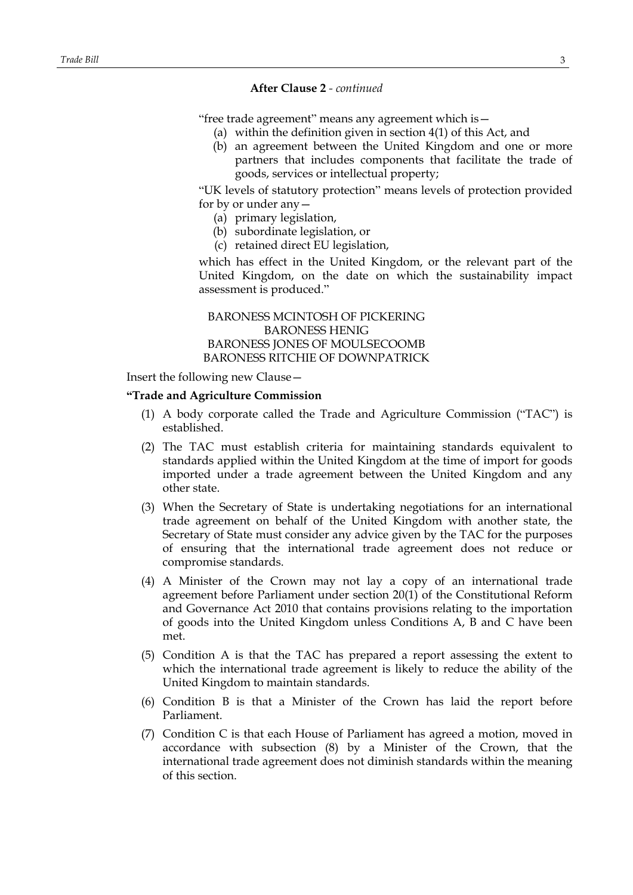**After Clause 2** - *continued*

"free trade agreement" means any agreement which is—

- (a) within the definition given in section 4(1) of this Act, and
- (b) an agreement between the United Kingdom and one or more partners that includes components that facilitate the trade of goods, services or intellectual property;

"UK levels of statutory protection" means levels of protection provided for by or under any—

- (a) primary legislation,
- (b) subordinate legislation, or
- (c) retained direct EU legislation,

which has effect in the United Kingdom, or the relevant part of the United Kingdom, on the date on which the sustainability impact assessment is produced."

BARONESS MCINTOSH OF PICKERING
BARONESS HENIG
BARONESS JONES OF MOULSECOOMB
BARONESS RITCHIE OF DOWNPATRICK

Insert the following new Clause—

**"Trade and Agriculture Commission**

(1) A body corporate called the Trade and Agriculture Commission ("TAC") is established.

(2) The TAC must establish criteria for maintaining standards equivalent to standards applied within the United Kingdom at the time of import for goods imported under a trade agreement between the United Kingdom and any other state.

(3) When the Secretary of State is undertaking negotiations for an international trade agreement on behalf of the United Kingdom with another state, the Secretary of State must consider any advice given by the TAC for the purposes of ensuring that the international trade agreement does not reduce or compromise standards.

(4) A Minister of the Crown may not lay a copy of an international trade agreement before Parliament under section 20(1) of the Constitutional Reform and Governance Act 2010 that contains provisions relating to the importation of goods into the United Kingdom unless Conditions A, B and C have been met.

(5) Condition A is that the TAC has prepared a report assessing the extent to which the international trade agreement is likely to reduce the ability of the United Kingdom to maintain standards.

(6) Condition B is that a Minister of the Crown has laid the report before Parliament.

(7) Condition C is that each House of Parliament has agreed a motion, moved in accordance with subsection (8) by a Minister of the Crown, that the international trade agreement does not diminish standards within the meaning of this section.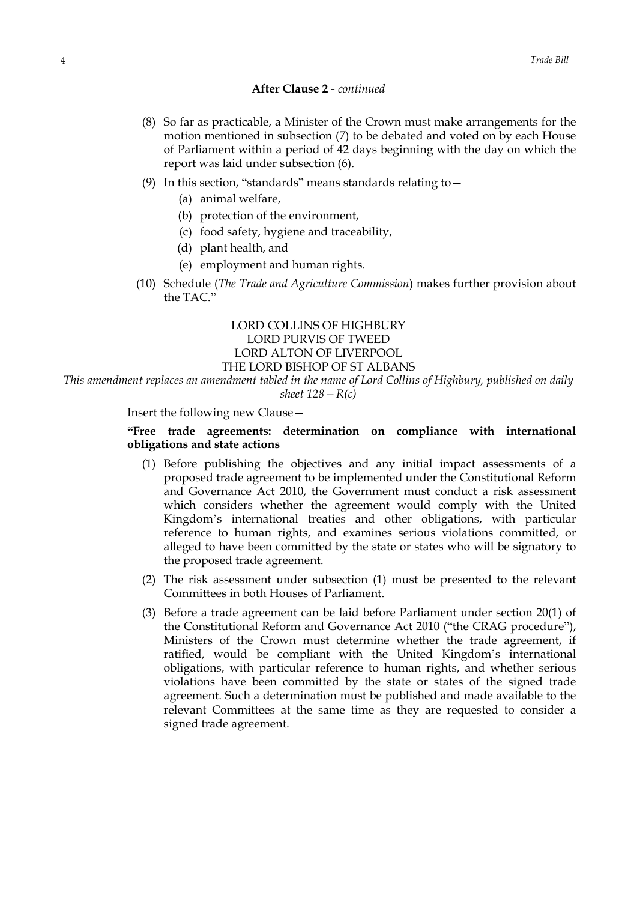**After Clause 2** - *continued*

(8) So far as practicable, a Minister of the Crown must make arrangements for the motion mentioned in subsection (7) to be debated and voted on by each House of Parliament within a period of 42 days beginning with the day on which the report was laid under subsection (6).

(9) In this section, "standards" means standards relating to—

 (a) animal welfare,

 (b) protection of the environment,

 (c) food safety, hygiene and traceability,

 (d) plant health, and

 (e) employment and human rights.

(10) Schedule (*The Trade and Agriculture Commission*) makes further provision about the TAC."

LORD COLLINS OF HIGHBURY
LORD PURVIS OF TWEED
LORD ALTON OF LIVERPOOL
THE LORD BISHOP OF ST ALBANS

*This amendment replaces an amendment tabled in the name of Lord Collins of Highbury, published on daily sheet 128—R(c)*

Insert the following new Clause—

**"Free trade agreements: determination on compliance with international obligations and state actions**

(1) Before publishing the objectives and any initial impact assessments of a proposed trade agreement to be implemented under the Constitutional Reform and Governance Act 2010, the Government must conduct a risk assessment which considers whether the agreement would comply with the United Kingdom's international treaties and other obligations, with particular reference to human rights, and examines serious violations committed, or alleged to have been committed by the state or states who will be signatory to the proposed trade agreement.

(2) The risk assessment under subsection (1) must be presented to the relevant Committees in both Houses of Parliament.

(3) Before a trade agreement can be laid before Parliament under section 20(1) of the Constitutional Reform and Governance Act 2010 ("the CRAG procedure"), Ministers of the Crown must determine whether the trade agreement, if ratified, would be compliant with the United Kingdom's international obligations, with particular reference to human rights, and whether serious violations have been committed by the state or states of the signed trade agreement. Such a determination must be published and made available to the relevant Committees at the same time as they are requested to consider a signed trade agreement.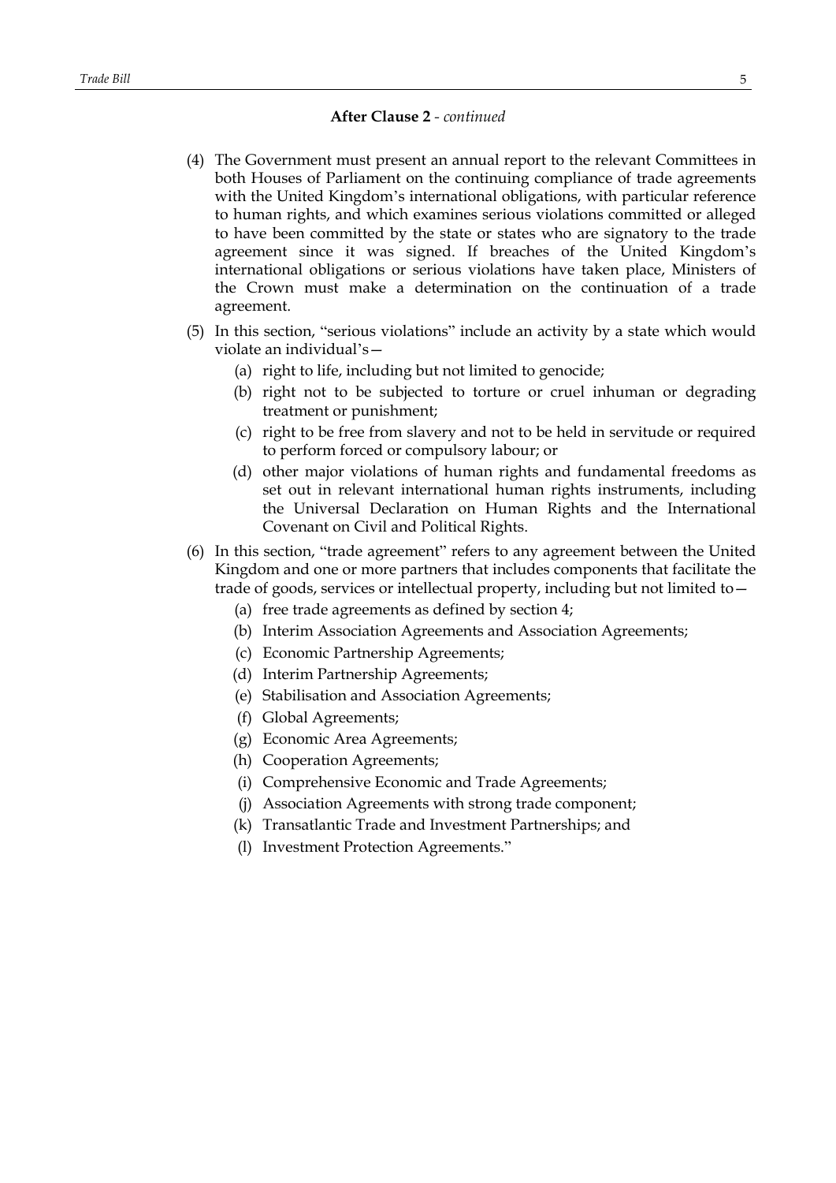**After Clause 2** - *continued*

(4) The Government must present an annual report to the relevant Committees in both Houses of Parliament on the continuing compliance of trade agreements with the United Kingdom's international obligations, with particular reference to human rights, and which examines serious violations committed or alleged to have been committed by the state or states who are signatory to the trade agreement since it was signed. If breaches of the United Kingdom's international obligations or serious violations have taken place, Ministers of the Crown must make a determination on the continuation of a trade agreement.

(5) In this section, "serious violations" include an activity by a state which would violate an individual's—

- (a) right to life, including but not limited to genocide;
- (b) right not to be subjected to torture or cruel inhuman or degrading treatment or punishment;
- (c) right to be free from slavery and not to be held in servitude or required to perform forced or compulsory labour; or
- (d) other major violations of human rights and fundamental freedoms as set out in relevant international human rights instruments, including the Universal Declaration on Human Rights and the International Covenant on Civil and Political Rights.

(6) In this section, "trade agreement" refers to any agreement between the United Kingdom and one or more partners that includes components that facilitate the trade of goods, services or intellectual property, including but not limited to—

- (a) free trade agreements as defined by section 4;
- (b) Interim Association Agreements and Association Agreements;
- (c) Economic Partnership Agreements;
- (d) Interim Partnership Agreements;
- (e) Stabilisation and Association Agreements;
- (f) Global Agreements;
- (g) Economic Area Agreements;
- (h) Cooperation Agreements;
- (i) Comprehensive Economic and Trade Agreements;
- (j) Association Agreements with strong trade component;
- (k) Transatlantic Trade and Investment Partnerships; and
- (l) Investment Protection Agreements."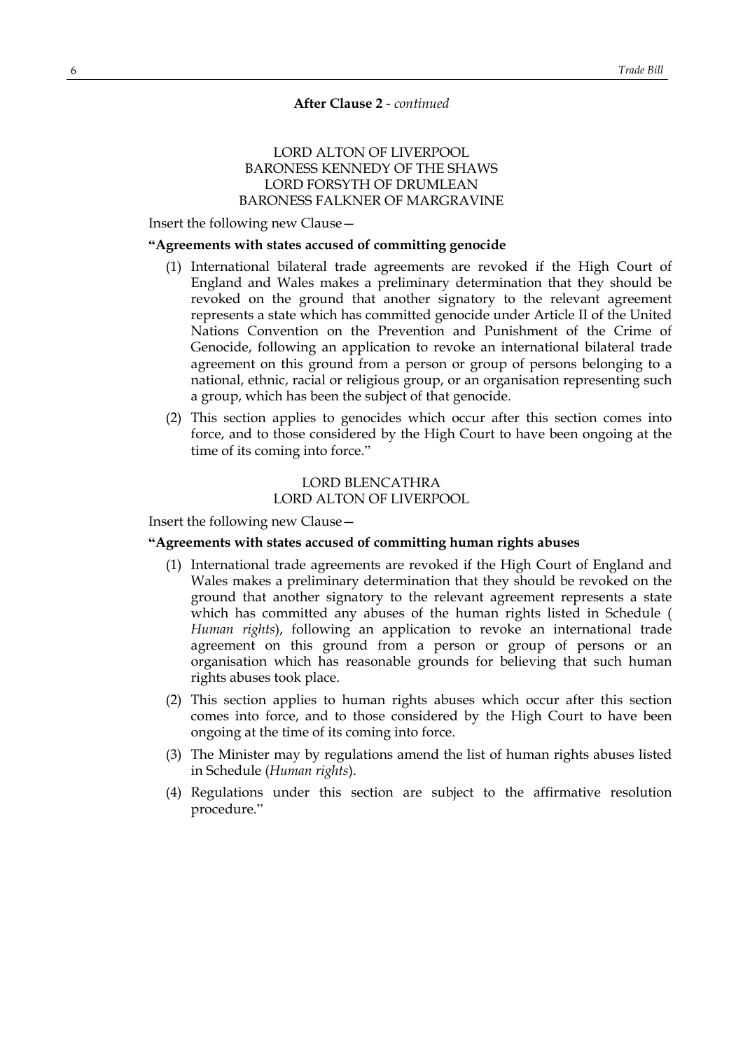**After Clause 2** - *continued*

LORD ALTON OF LIVERPOOL
BARONESS KENNEDY OF THE SHAWS
LORD FORSYTH OF DRUMLEAN
BARONESS FALKNER OF MARGRAVINE

Insert the following new Clause—

**"Agreements with states accused of committing genocide**

(1) International bilateral trade agreements are revoked if the High Court of England and Wales makes a preliminary determination that they should be revoked on the ground that another signatory to the relevant agreement represents a state which has committed genocide under Article II of the United Nations Convention on the Prevention and Punishment of the Crime of Genocide, following an application to revoke an international bilateral trade agreement on this ground from a person or group of persons belonging to a national, ethnic, racial or religious group, or an organisation representing such a group, which has been the subject of that genocide.

(2) This section applies to genocides which occur after this section comes into force, and to those considered by the High Court to have been ongoing at the time of its coming into force."

LORD BLENCATHRA
LORD ALTON OF LIVERPOOL

Insert the following new Clause—

**"Agreements with states accused of committing human rights abuses**

(1) International trade agreements are revoked if the High Court of England and Wales makes a preliminary determination that they should be revoked on the ground that another signatory to the relevant agreement represents a state which has committed any abuses of the human rights listed in Schedule (*Human rights*), following an application to revoke an international trade agreement on this ground from a person or group of persons or an organisation which has reasonable grounds for believing that such human rights abuses took place.

(2) This section applies to human rights abuses which occur after this section comes into force, and to those considered by the High Court to have been ongoing at the time of its coming into force.

(3) The Minister may by regulations amend the list of human rights abuses listed in Schedule (*Human rights*).

(4) Regulations under this section are subject to the affirmative resolution procedure."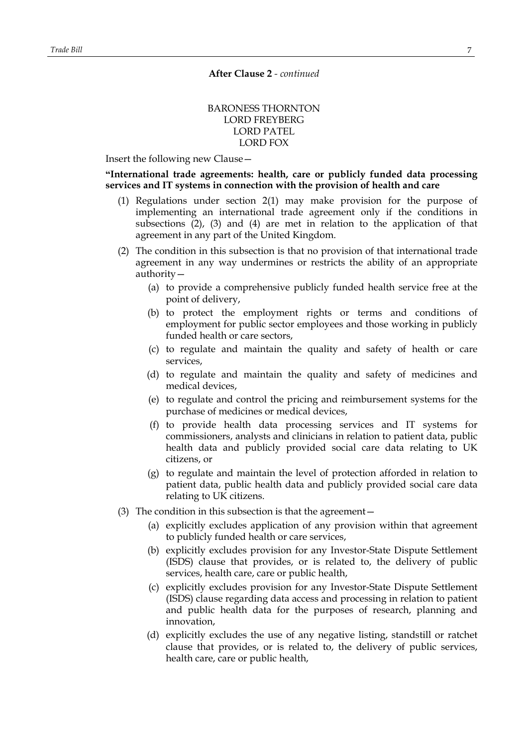**After Clause 2** - *continued*

BARONESS THORNTON
LORD FREYBERG
LORD PATEL
LORD FOX

Insert the following new Clause—

**"International trade agreements: health, care or publicly funded data processing services and IT systems in connection with the provision of health and care**

(1) Regulations under section 2(1) may make provision for the purpose of implementing an international trade agreement only if the conditions in subsections (2), (3) and (4) are met in relation to the application of that agreement in any part of the United Kingdom.

(2) The condition in this subsection is that no provision of that international trade agreement in any way undermines or restricts the ability of an appropriate authority—

- (a) to provide a comprehensive publicly funded health service free at the point of delivery,
- (b) to protect the employment rights or terms and conditions of employment for public sector employees and those working in publicly funded health or care sectors,
- (c) to regulate and maintain the quality and safety of health or care services,
- (d) to regulate and maintain the quality and safety of medicines and medical devices,
- (e) to regulate and control the pricing and reimbursement systems for the purchase of medicines or medical devices,
- (f) to provide health data processing services and IT systems for commissioners, analysts and clinicians in relation to patient data, public health data and publicly provided social care data relating to UK citizens, or
- (g) to regulate and maintain the level of protection afforded in relation to patient data, public health data and publicly provided social care data relating to UK citizens.

(3) The condition in this subsection is that the agreement—

- (a) explicitly excludes application of any provision within that agreement to publicly funded health or care services,
- (b) explicitly excludes provision for any Investor-State Dispute Settlement (ISDS) clause that provides, or is related to, the delivery of public services, health care, care or public health,
- (c) explicitly excludes provision for any Investor-State Dispute Settlement (ISDS) clause regarding data access and processing in relation to patient and public health data for the purposes of research, planning and innovation,
- (d) explicitly excludes the use of any negative listing, standstill or ratchet clause that provides, or is related to, the delivery of public services, health care, care or public health,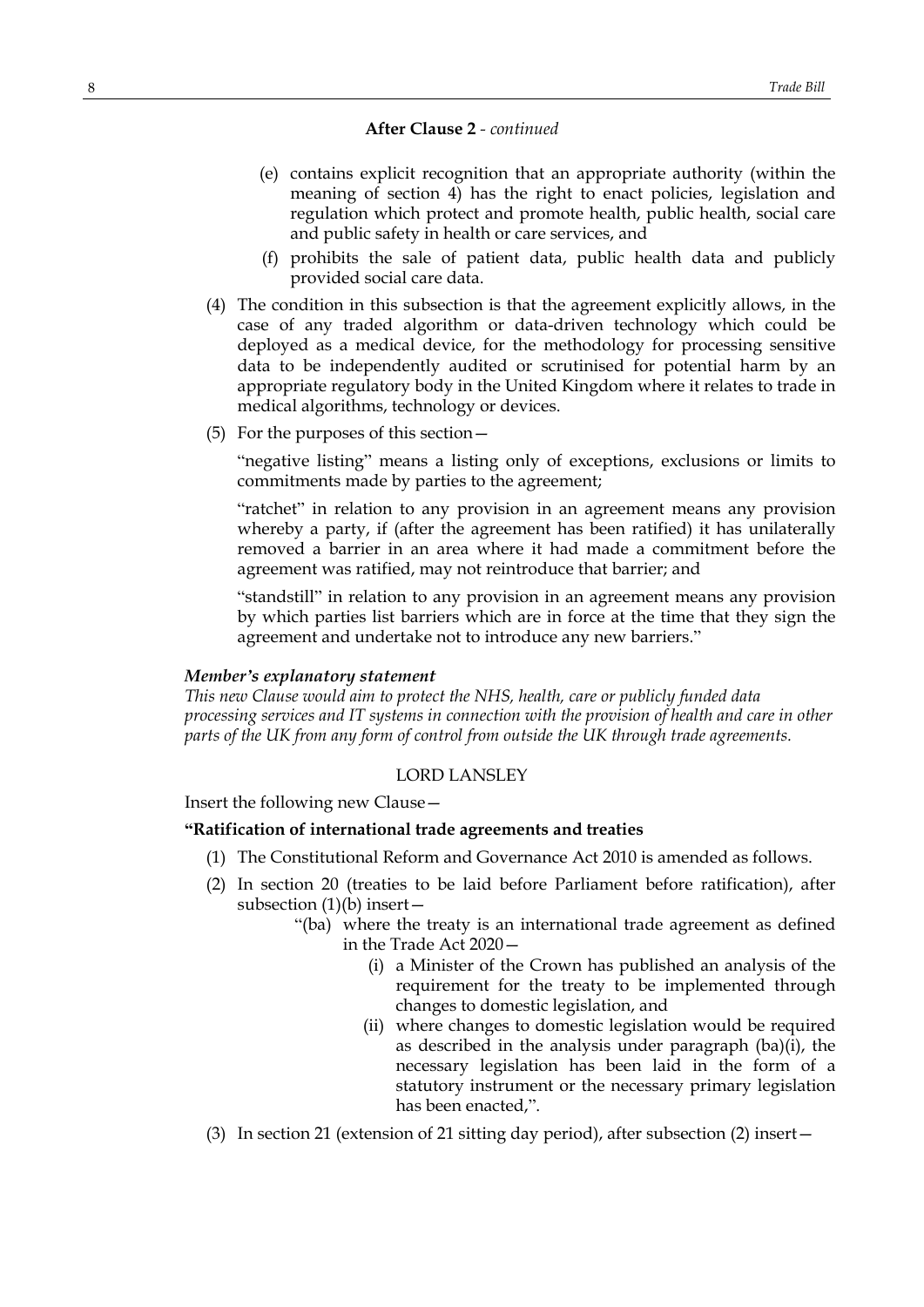**After Clause 2** - *continued*

(e) contains explicit recognition that an appropriate authority (within the meaning of section 4) has the right to enact policies, legislation and regulation which protect and promote health, public health, social care and public safety in health or care services, and

(f) prohibits the sale of patient data, public health data and publicly provided social care data.

(4) The condition in this subsection is that the agreement explicitly allows, in the case of any traded algorithm or data-driven technology which could be deployed as a medical device, for the methodology for processing sensitive data to be independently audited or scrutinised for potential harm by an appropriate regulatory body in the United Kingdom where it relates to trade in medical algorithms, technology or devices.

(5) For the purposes of this section—

"negative listing" means a listing only of exceptions, exclusions or limits to commitments made by parties to the agreement;

"ratchet" in relation to any provision in an agreement means any provision whereby a party, if (after the agreement has been ratified) it has unilaterally removed a barrier in an area where it had made a commitment before the agreement was ratified, may not reintroduce that barrier; and

"standstill" in relation to any provision in an agreement means any provision by which parties list barriers which are in force at the time that they sign the agreement and undertake not to introduce any new barriers."

***Member's explanatory statement***

*This new Clause would aim to protect the NHS, health, care or publicly funded data processing services and IT systems in connection with the provision of health and care in other parts of the UK from any form of control from outside the UK through trade agreements.*

LORD LANSLEY

Insert the following new Clause—

**"Ratification of international trade agreements and treaties**

(1) The Constitutional Reform and Governance Act 2010 is amended as follows.

(2) In section 20 (treaties to be laid before Parliament before ratification), after subsection (1)(b) insert—

"(ba) where the treaty is an international trade agreement as defined in the Trade Act 2020—

(i) a Minister of the Crown has published an analysis of the requirement for the treaty to be implemented through changes to domestic legislation, and

(ii) where changes to domestic legislation would be required as described in the analysis under paragraph (ba)(i), the necessary legislation has been laid in the form of a statutory instrument or the necessary primary legislation has been enacted,".

(3) In section 21 (extension of 21 sitting day period), after subsection (2) insert—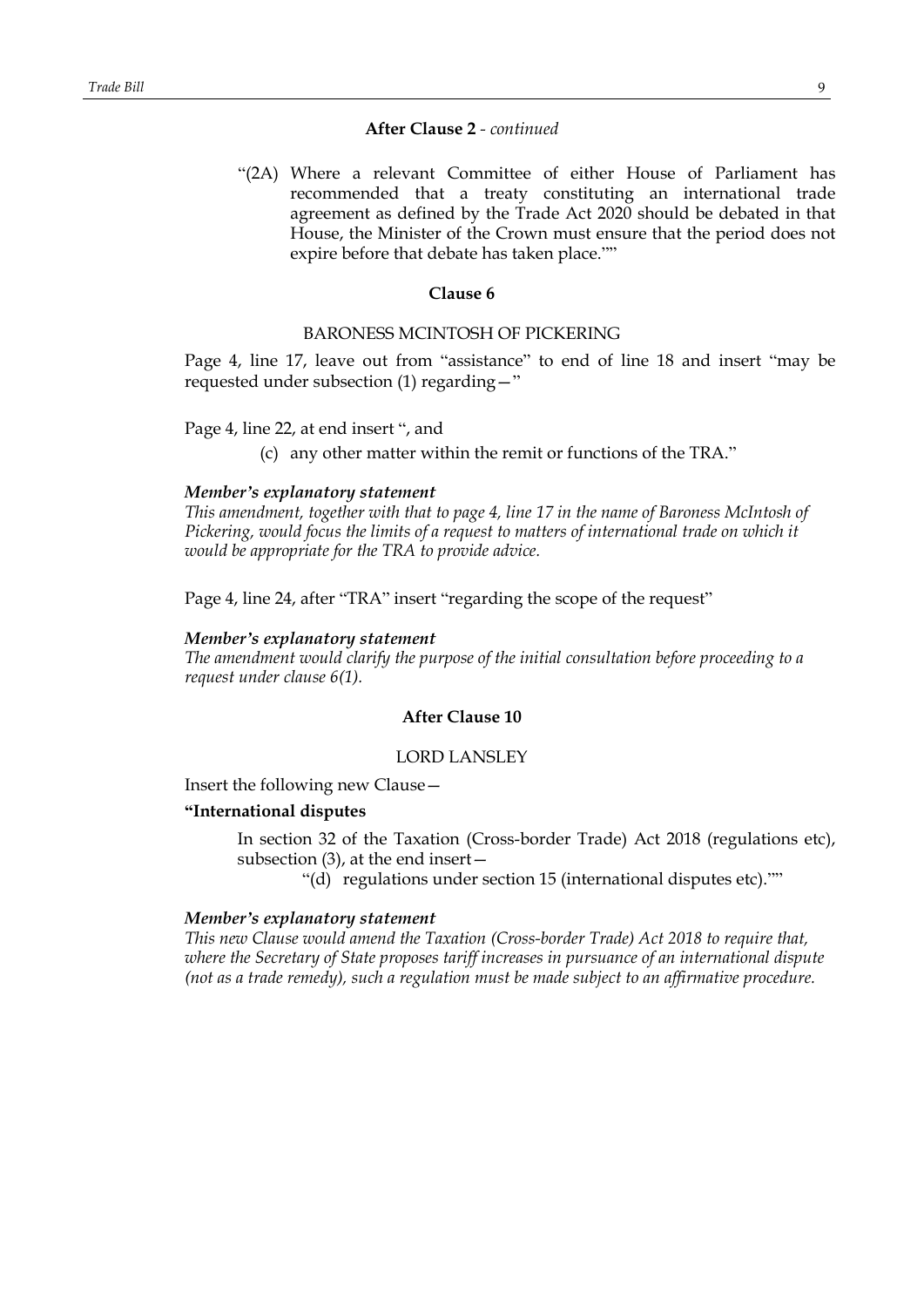**After Clause 2** - *continued*

"(2A) Where a relevant Committee of either House of Parliament has recommended that a treaty constituting an international trade agreement as defined by the Trade Act 2020 should be debated in that House, the Minister of the Crown must ensure that the period does not expire before that debate has taken place.""

**Clause 6**

BARONESS MCINTOSH OF PICKERING

Page 4, line 17, leave out from "assistance" to end of line 18 and insert "may be requested under subsection (1) regarding—"

Page 4, line 22, at end insert ", and

(c) any other matter within the remit or functions of the TRA."

***Member's explanatory statement***

*This amendment, together with that to page 4, line 17 in the name of Baroness McIntosh of Pickering, would focus the limits of a request to matters of international trade on which it would be appropriate for the TRA to provide advice.*

Page 4, line 24, after "TRA" insert "regarding the scope of the request"

***Member's explanatory statement***

*The amendment would clarify the purpose of the initial consultation before proceeding to a request under clause 6(1).*

**After Clause 10**

LORD LANSLEY

Insert the following new Clause—

**"International disputes**

In section 32 of the Taxation (Cross-border Trade) Act 2018 (regulations etc), subsection (3), at the end insert—

"(d) regulations under section 15 (international disputes etc).""

***Member's explanatory statement***

*This new Clause would amend the Taxation (Cross-border Trade) Act 2018 to require that, where the Secretary of State proposes tariff increases in pursuance of an international dispute (not as a trade remedy), such a regulation must be made subject to an affirmative procedure.*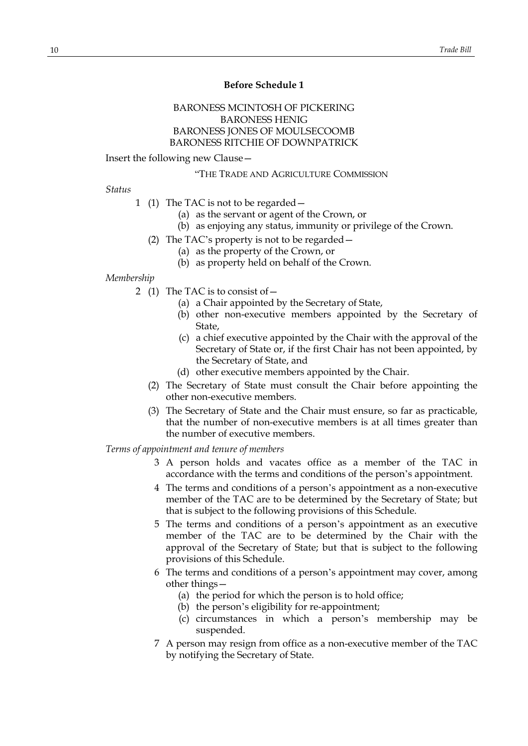**Before Schedule 1**

BARONESS MCINTOSH OF PICKERING
BARONESS HENIG
BARONESS JONES OF MOULSECOOMB
BARONESS RITCHIE OF DOWNPATRICK

Insert the following new Clause—

"THE TRADE AND AGRICULTURE COMMISSION

*Status*

1 (1) The TAC is not to be regarded—
  (a) as the servant or agent of the Crown, or
  (b) as enjoying any status, immunity or privilege of the Crown.

(2) The TAC's property is not to be regarded—
  (a) as the property of the Crown, or
  (b) as property held on behalf of the Crown.

*Membership*

2 (1) The TAC is to consist of—
  (a) a Chair appointed by the Secretary of State,
  (b) other non-executive members appointed by the Secretary of State,
  (c) a chief executive appointed by the Chair with the approval of the Secretary of State or, if the first Chair has not been appointed, by the Secretary of State, and
  (d) other executive members appointed by the Chair.

(2) The Secretary of State must consult the Chair before appointing the other non-executive members.

(3) The Secretary of State and the Chair must ensure, so far as practicable, that the number of non-executive members is at all times greater than the number of executive members.

*Terms of appointment and tenure of members*

3 A person holds and vacates office as a member of the TAC in accordance with the terms and conditions of the person's appointment.

4 The terms and conditions of a person's appointment as a non-executive member of the TAC are to be determined by the Secretary of State; but that is subject to the following provisions of this Schedule.

5 The terms and conditions of a person's appointment as an executive member of the TAC are to be determined by the Chair with the approval of the Secretary of State; but that is subject to the following provisions of this Schedule.

6 The terms and conditions of a person's appointment may cover, among other things—
  (a) the period for which the person is to hold office;
  (b) the person's eligibility for re-appointment;
  (c) circumstances in which a person's membership may be suspended.

7 A person may resign from office as a non-executive member of the TAC by notifying the Secretary of State.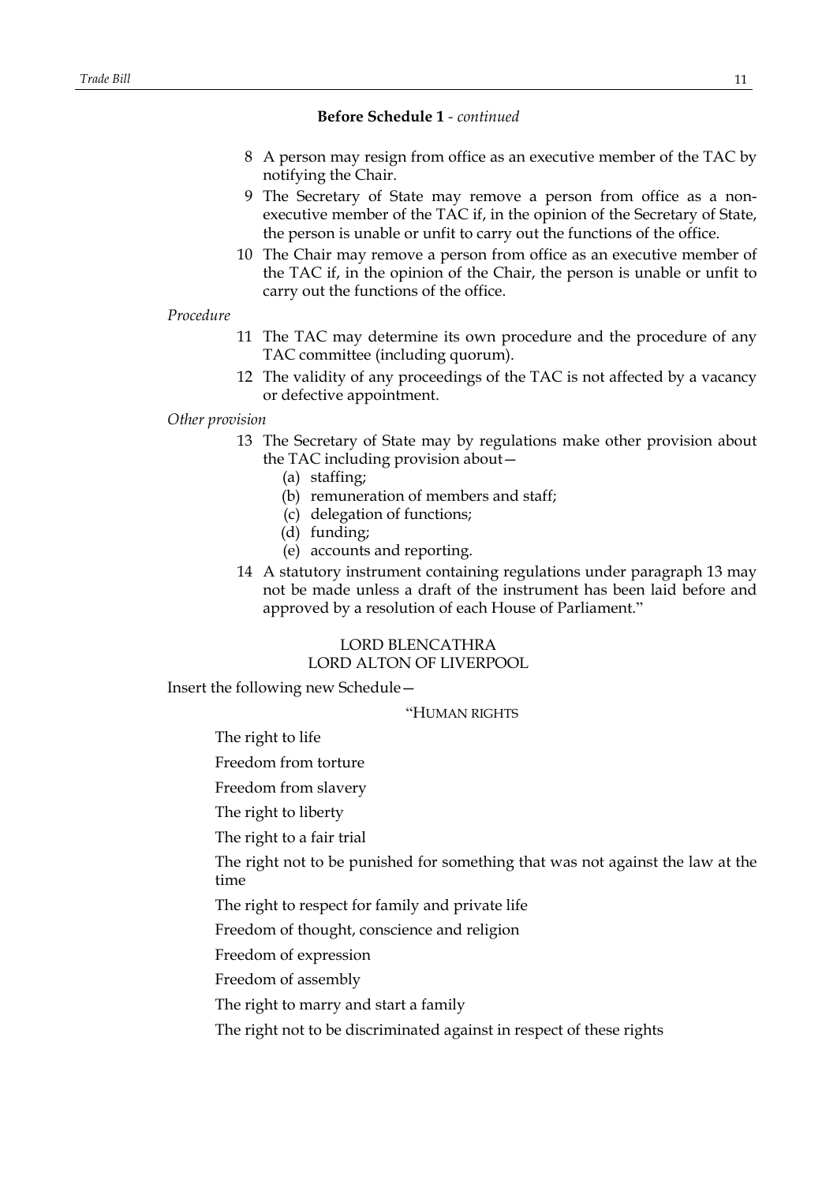**Before Schedule 1** - *continued*

8 A person may resign from office as an executive member of the TAC by notifying the Chair.

9 The Secretary of State may remove a person from office as a non-executive member of the TAC if, in the opinion of the Secretary of State, the person is unable or unfit to carry out the functions of the office.

10 The Chair may remove a person from office as an executive member of the TAC if, in the opinion of the Chair, the person is unable or unfit to carry out the functions of the office.

*Procedure*

11 The TAC may determine its own procedure and the procedure of any TAC committee (including quorum).

12 The validity of any proceedings of the TAC is not affected by a vacancy or defective appointment.

*Other provision*

13 The Secretary of State may by regulations make other provision about the TAC including provision about—

(a) staffing;

(b) remuneration of members and staff;

(c) delegation of functions;

(d) funding;

(e) accounts and reporting.

14 A statutory instrument containing regulations under paragraph 13 may not be made unless a draft of the instrument has been laid before and approved by a resolution of each House of Parliament."

LORD BLENCATHRA
LORD ALTON OF LIVERPOOL

Insert the following new Schedule—

"HUMAN RIGHTS

The right to life

Freedom from torture

Freedom from slavery

The right to liberty

The right to a fair trial

The right not to be punished for something that was not against the law at the time

The right to respect for family and private life

Freedom of thought, conscience and religion

Freedom of expression

Freedom of assembly

The right to marry and start a family

The right not to be discriminated against in respect of these rights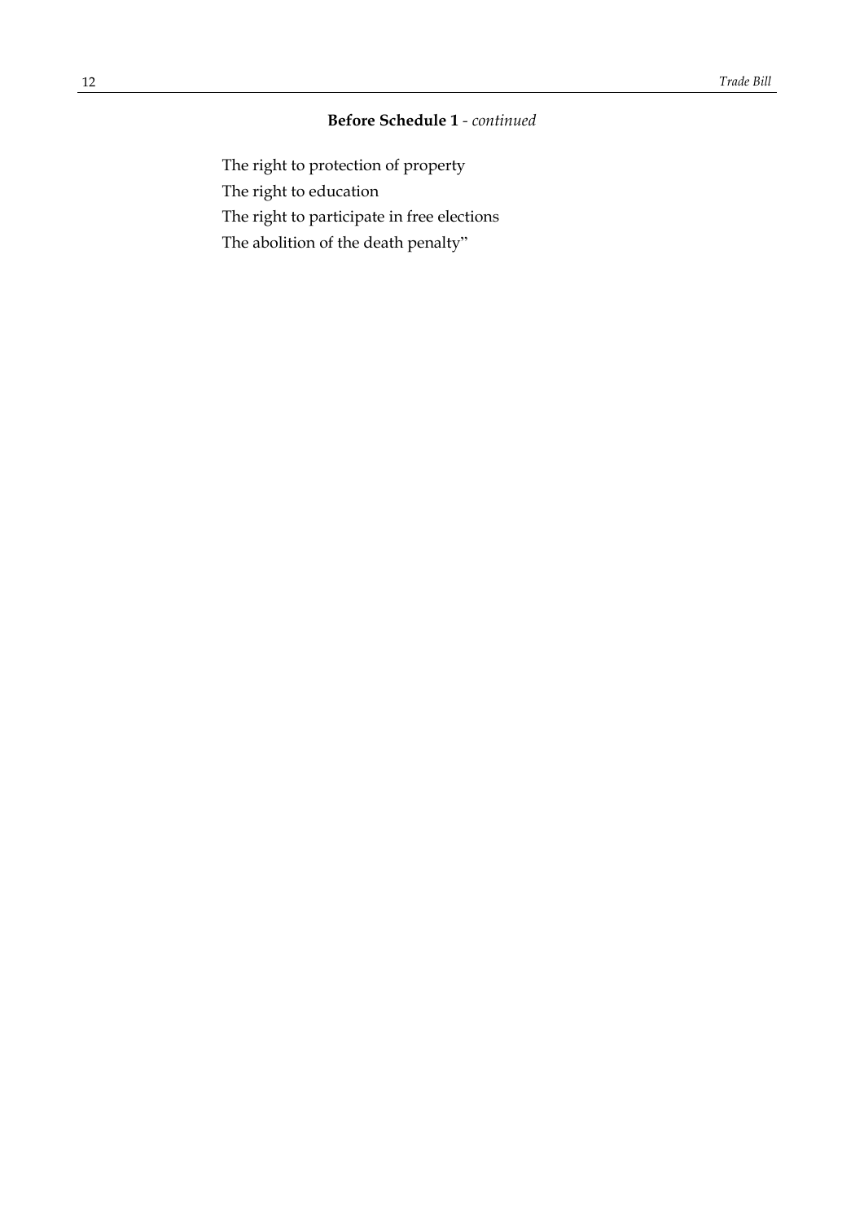**Before Schedule 1** - *continued*

The right to protection of property

The right to education

The right to participate in free elections

The abolition of the death penalty”